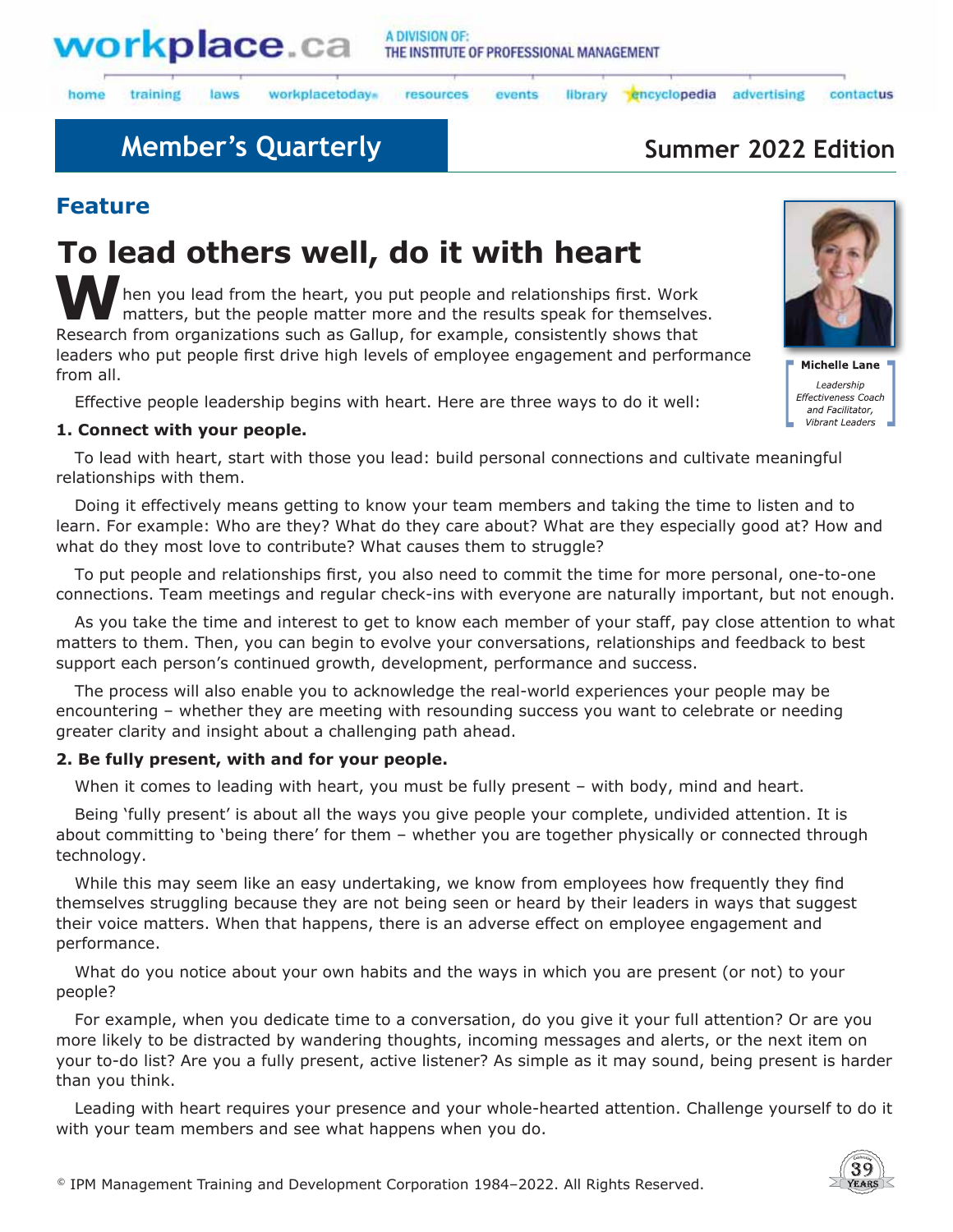workplace.ca — A DIVISION OF: THE INSTITUTE OF PROFESSIONAL MANAGEMENT

home | training | laws | workplacetoday | resources | events | library | encyclopedia | advertising | contactus

## Member's Quarterly

**Summer 2022 Edition**

### Feature

# To lead others well, do it with heart

**Michelle Lane**
*Leadership Effectiveness Coach and Facilitator, Vibrant Leaders*

When you lead from the heart, you put people and relationships first. Work matters, but the people matter more and the results speak for themselves. Research from organizations such as Gallup, for example, consistently shows that leaders who put people first drive high levels of employee engagement and performance from all.

Effective people leadership begins with heart. Here are three ways to do it well:

**1. Connect with your people.**

To lead with heart, start with those you lead: build personal connections and cultivate meaningful relationships with them.

Doing it effectively means getting to know your team members and taking the time to listen and to learn. For example: Who are they? What do they care about? What are they especially good at? How and what do they most love to contribute? What causes them to struggle?

To put people and relationships first, you also need to commit the time for more personal, one-to-one connections. Team meetings and regular check-ins with everyone are naturally important, but not enough.

As you take the time and interest to get to know each member of your staff, pay close attention to what matters to them. Then, you can begin to evolve your conversations, relationships and feedback to best support each person's continued growth, development, performance and success.

The process will also enable you to acknowledge the real-world experiences your people may be encountering – whether they are meeting with resounding success you want to celebrate or needing greater clarity and insight about a challenging path ahead.

**2. Be fully present, with and for your people.**

When it comes to leading with heart, you must be fully present – with body, mind and heart.

Being 'fully present' is about all the ways you give people your complete, undivided attention. It is about committing to 'being there' for them – whether you are together physically or connected through technology.

While this may seem like an easy undertaking, we know from employees how frequently they find themselves struggling because they are not being seen or heard by their leaders in ways that suggest their voice matters. When that happens, there is an adverse effect on employee engagement and performance.

What do you notice about your own habits and the ways in which you are present (or not) to your people?

For example, when you dedicate time to a conversation, do you give it your full attention? Or are you more likely to be distracted by wandering thoughts, incoming messages and alerts, or the next item on your to-do list? Are you a fully present, active listener? As simple as it may sound, being present is harder than you think.

Leading with heart requires your presence and your whole-hearted attention. Challenge yourself to do it with your team members and see what happens when you do.

© IPM Management Training and Development Corporation 1984–2022. All Rights Reserved.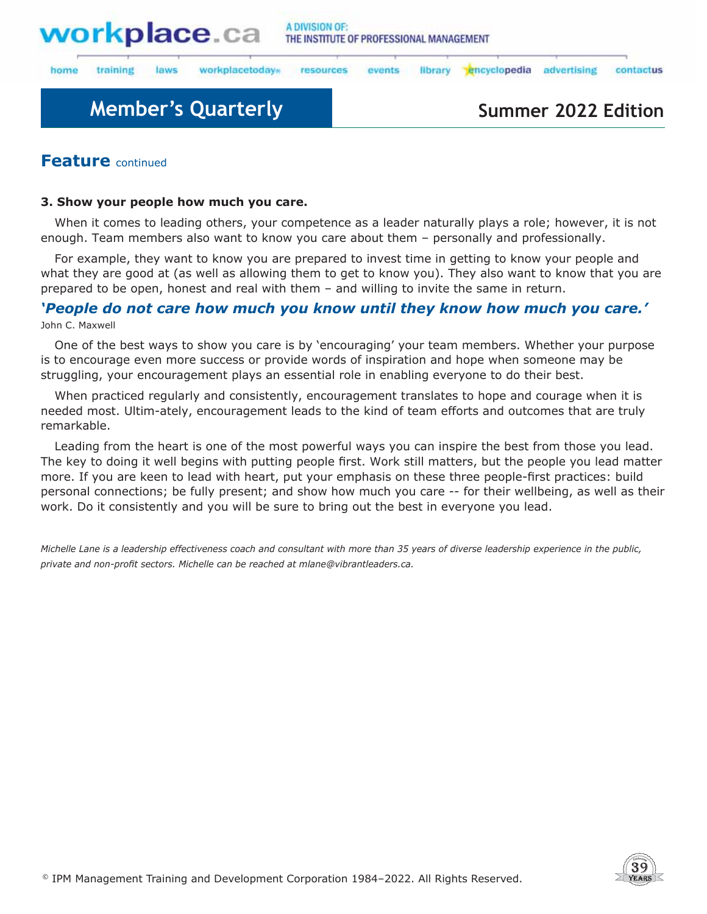## Feature continued

**3. Show your people how much you care.**

When it comes to leading others, your competence as a leader naturally plays a role; however, it is not enough. Team members also want to know you care about them – personally and professionally.

For example, they want to know you are prepared to invest time in getting to know your people and what they are good at (as well as allowing them to get to know you). They also want to know that you are prepared to be open, honest and real with them – and willing to invite the same in return.

***'People do not care how much you know until they know how much you care.'***

John C. Maxwell

One of the best ways to show you care is by 'encouraging' your team members. Whether your purpose is to encourage even more success or provide words of inspiration and hope when someone may be struggling, your encouragement plays an essential role in enabling everyone to do their best.

When practiced regularly and consistently, encouragement translates to hope and courage when it is needed most. Ultim-ately, encouragement leads to the kind of team efforts and outcomes that are truly remarkable.

Leading from the heart is one of the most powerful ways you can inspire the best from those you lead. The key to doing it well begins with putting people first. Work still matters, but the people you lead matter more. If you are keen to lead with heart, put your emphasis on these three people-first practices: build personal connections; be fully present; and show how much you care -- for their wellbeing, as well as their work. Do it consistently and you will be sure to bring out the best in everyone you lead.

*Michelle Lane is a leadership effectiveness coach and consultant with more than 35 years of diverse leadership experience in the public, private and non-profit sectors. Michelle can be reached at mlane@vibrantleaders.ca.*